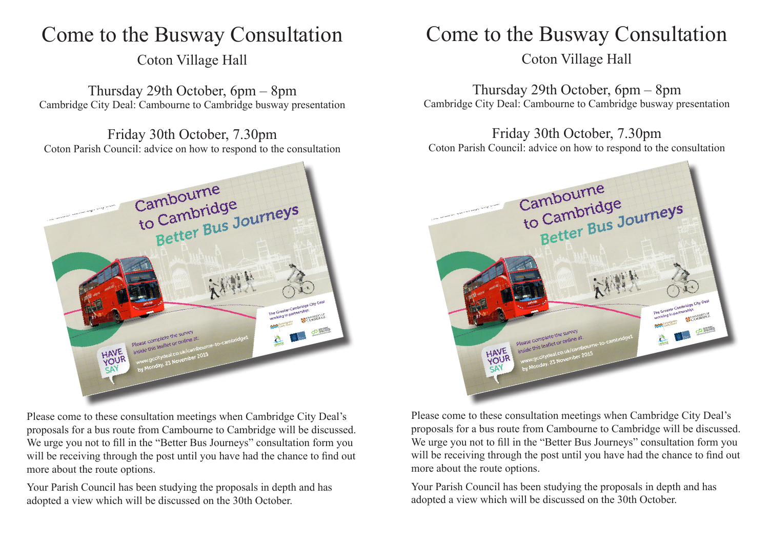# Come to the Busway Consultation

Coton Village Hall

Thursday 29th October, 6pm – 8pm

Cambridge City Deal: Cambourne to Cambridge busway presentation

Friday 30th October, 7.30pm

Coton Parish Council: advice on how to respond to the consultation

Please come to these consultation meetings when Cambridge City Deal's proposals for a bus route from Cambourne to Cambridge will be discussed. We urge you not to fill in the "Better Bus Journeys" consultation form you will be receiving through the post until you have had the chance to find out more about the route options.

Your Parish Council has been studying the proposals in depth and has adopted a view which will be discussed on the 30th October.

# Come to the Busway Consultation

Coton Village Hall

Thursday 29th October, 6pm – 8pm

Cambridge City Deal: Cambourne to Cambridge busway presentation

Friday 30th October, 7.30pm

Coton Parish Council: advice on how to respond to the consultation

Please come to these consultation meetings when Cambridge City Deal's proposals for a bus route from Cambourne to Cambridge will be discussed. We urge you not to fill in the "Better Bus Journeys" consultation form you will be receiving through the post until you have had the chance to find out more about the route options.

Your Parish Council has been studying the proposals in depth and has adopted a view which will be discussed on the 30th October.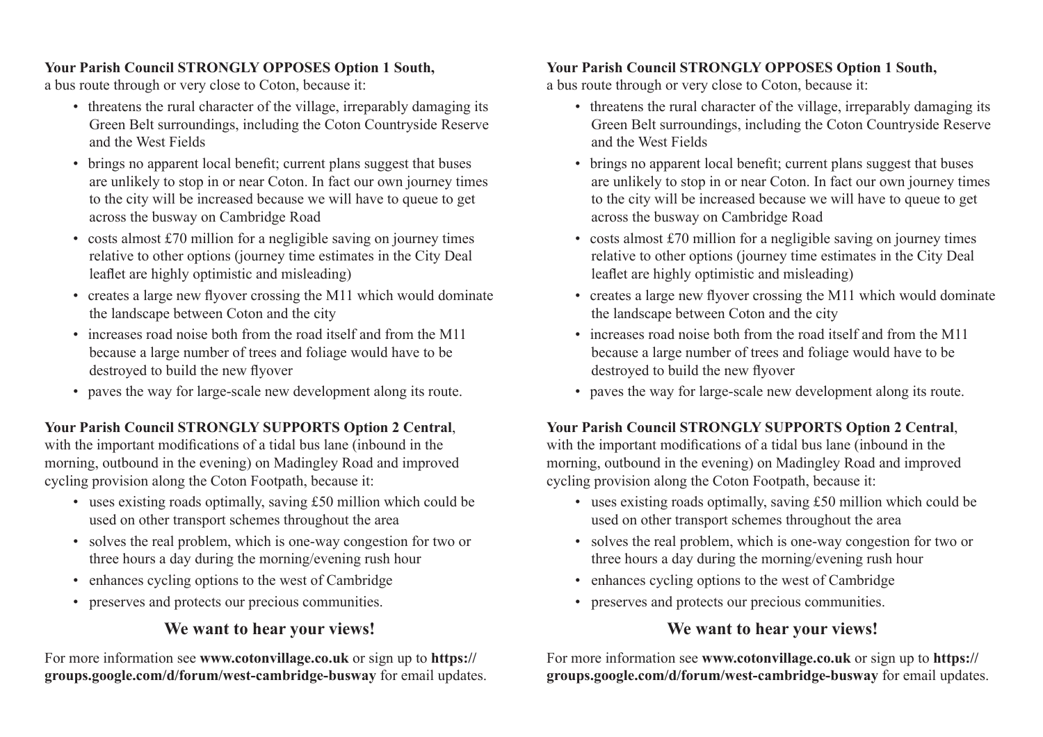**Your Parish Council STRONGLY OPPOSES Option 1 South,** a bus route through or very close to Coton, because it:

- threatens the rural character of the village, irreparably damaging its Green Belt surroundings, including the Coton Countryside Reserve and the West Fields
- brings no apparent local benefit; current plans suggest that buses are unlikely to stop in or near Coton. In fact our own journey times to the city will be increased because we will have to queue to get across the busway on Cambridge Road
- costs almost £70 million for a negligible saving on journey times relative to other options (journey time estimates in the City Deal leaflet are highly optimistic and misleading)
- creates a large new flyover crossing the M11 which would dominate the landscape between Coton and the city
- increases road noise both from the road itself and from the M11 because a large number of trees and foliage would have to be destroyed to build the new flyover
- paves the way for large-scale new development along its route.

**Your Parish Council STRONGLY SUPPORTS Option 2 Central**, with the important modifications of a tidal bus lane (inbound in the morning, outbound in the evening) on Madingley Road and improved cycling provision along the Coton Footpath, because it:

- uses existing roads optimally, saving £50 million which could be used on other transport schemes throughout the area
- solves the real problem, which is one-way congestion for two or three hours a day during the morning/evening rush hour
- enhances cycling options to the west of Cambridge
- preserves and protects our precious communities.

## We want to hear your views!

For more information see **www.cotonvillage.co.uk** or sign up to **https://groups.google.com/d/forum/west-cambridge-busway** for email updates.

**Your Parish Council STRONGLY OPPOSES Option 1 South,** a bus route through or very close to Coton, because it:

- threatens the rural character of the village, irreparably damaging its Green Belt surroundings, including the Coton Countryside Reserve and the West Fields
- brings no apparent local benefit; current plans suggest that buses are unlikely to stop in or near Coton. In fact our own journey times to the city will be increased because we will have to queue to get across the busway on Cambridge Road
- costs almost £70 million for a negligible saving on journey times relative to other options (journey time estimates in the City Deal leaflet are highly optimistic and misleading)
- creates a large new flyover crossing the M11 which would dominate the landscape between Coton and the city
- increases road noise both from the road itself and from the M11 because a large number of trees and foliage would have to be destroyed to build the new flyover
- paves the way for large-scale new development along its route.

**Your Parish Council STRONGLY SUPPORTS Option 2 Central**, with the important modifications of a tidal bus lane (inbound in the morning, outbound in the evening) on Madingley Road and improved cycling provision along the Coton Footpath, because it:

- uses existing roads optimally, saving £50 million which could be used on other transport schemes throughout the area
- solves the real problem, which is one-way congestion for two or three hours a day during the morning/evening rush hour
- enhances cycling options to the west of Cambridge
- preserves and protects our precious communities.

## We want to hear your views!

For more information see **www.cotonvillage.co.uk** or sign up to **https://groups.google.com/d/forum/west-cambridge-busway** for email updates.